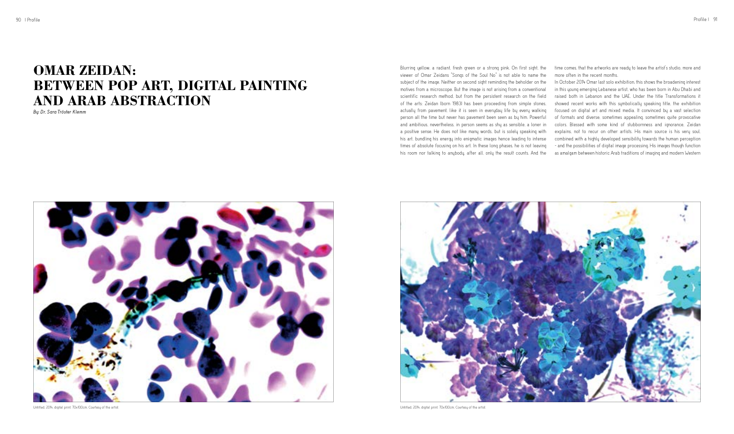# OMAR ZEIDAN: BETWEEN POP ART, DIGITAL PAINTING AND ARAB ABSTRACTION

*By: Dr. Sara Tröster Klemm*

Blurring yellow, a radiant, fresh green or a strong pink. On first sight, the viewer of Omar Zeidans "Songs of the Soul No" is not able to name the subject of the image. Neither on second sight reminding the beholder on the motives from a microscope. But the image is not arising from a conventional scientific research method, but from the persistent research on the field of the arts: Zeidan (born 1983) has been proceeding from simple stones, actually from pavement, like it is seen in everyday life by every walking person all the time but never has pavement been seen as by him. Powerful and ambitious, nevertheless, in person seems as shy as sensible, a loner in a positive sense. He does not like many words, but is solely speaking with his art, bundling his energy into enigmatic images hence leading to intense times of absolute focusing on his art. In these long phases, he is not leaving his room nor talking to anybody, after all, only the result counts. And the time comes, that the artworks are ready to leave the artist's studio, more and more often in the recent months.

In October 2014 Omar last solo exhibition, this shows the broadening interest in this young emerging Lebanese artist, who has been born in Abu Dhabi and raised both in Lebanon and the UAE. Under the title Transformations it showed recent works with this symbolically speaking title, the exhibition focused on digital art and mixed media. It convinced by a vast selection of formats and diverse, sometimes appealing, sometimes quite provocative colors. Blessed with some kind of stubbornness and ignorance, Zeidan explains, not to recur on other artists. His main source is his very soul, combined with a highly developed sensibility towards the human perception - and the possibilities of digital image processing. His images though function as amalgam between historic Arab traditions of imaging and modern Western

Untitled, 2014, digital print 70x100cm. Courtesy of the artist.

Untitled, 2014, digital print 70x100cm. Courtesy of the artist.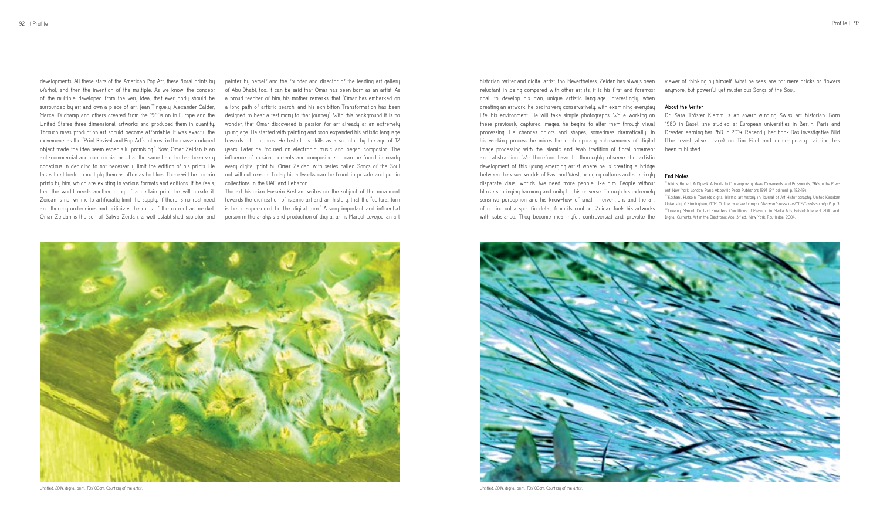developments. All these stars of the American Pop Art, these floral prints by Warhol, and then the invention of the multiple. As we know, the concept of the multiple developed from the very idea, that everybody should be surrounded by art and own a piece of art. Jean Tinquely, Alexander Calder, Marcel Duchamp and others created from the 1960s on in Europe and the United States three-dimensional artworks and produced them in quantity. Through mass production art should become affordable. It was exactly the movements as the "Print Revival and Pop Art's interest in the mass-produced object made the idea seem especially promising." Now, Omar Zeidan is an anti-commercial and commercial artist at the same time, he has been very conscious in deciding to not necessarily limit the edition of his prints. He takes the liberty to multiply them as often as he likes. There will be certain prints by him, which are existing in various formats and editions. If he feels, that the world needs another copy of a certain print, he will create it. Zeidan is not willing to artificially limit the supply, if there is no real need and thereby undermines and criticizes the rules of the current art market. Omar Zeidan is the son of Salwa Zeidan, a well established sculptor and painter by herself and the founder and director of the leading art gallery of Abu Dhabi, too. It can be said that Omar has been born as an artist. As a proud teacher of him, his mother remarks, that "Omar has embarked on a long path of artistic search, and his exhibition Transformation has been designed to bear a testimony to that journey". With this background it is no wonder, that Omar discovered is passion for art already at an extremely young age. He started with painting and soon expanded his artistic language towards other genres. He tested his skills as a sculptor by the age of 12 years. Later he focused on electronic music and began composing. The influence of musical currents and composing still can be found in nearly every digital print by Omar Zeidan, with series called Songs of the Soul not without reason. Today his artworks can be found in private and public collections in the UAE and Lebanon.

The art historian Hussein Keshani writes on the subject of the movement towards the digitization of islamic art and art history, that the "cultural turn is being superseded by the digital turn." A very important and influential person in the analysis and production of digital art is Margot Lovejoy, an art historian, writer and digital artist, too. Nevertheless, Zeidan has always been reluctant in being compared with other artists, it is his first and foremost goal, to develop his own, unique artistic language. Interestingly, when creating an artwork, he begins very conservatively: with examining everyday life, his environment. He will take simple photographs. While working on these previously captured images, he begins to alter them through visual processing. He changes colors and shapes, sometimes dramatically. In his working process he mixes the contemporary achievements of digital image processing with the Islamic and Arab tradition of floral ornament and abstraction. We therefore have to thoroughly observe the artistic development of this young emerging artist where he is creating a bridge between the visual worlds of East and West, bridging cultures and seemingly disparate visual worlds. We need more people like him: People without blinkers, bringing harmony and unity to this universe. Through his extremely sensitive perception and his know-how of small interventions and the art of cutting out a specific detail from its context, Zeidan fuels his artworks with substance. They become meaningful, controversial and provoke the viewer of thinking by himself. What he sees, are not mere bricks or flowers anymore, but powerful yet mysterious Songs of the Soul.

### About the Writer

Dr. Sara Tröster Klemm is an award-winning Swiss art historian. Born 1980 in Basel, she studied at European universities in Berlin, Paris and Dresden earning her PhD in 2014. Recently, her book Das investigative Bild (The Investigative Image) on Tim Eitel and contemporary painting has been published.

### End Notes

[1] Atkins, Robert. ArtSpeak. A Guide to Contemporary Ideas, Movements, and Buzzwords, 1945 to the Present. New York, London, Paris: Abbeville Press Publishers 1997 (2nd edition), p. 122-124.

[2] Keshani, Hussein. Towards digital Islamic art history, in: Journal of Art Historiography, United Kingdom University of Birmingham, 2012. Online: arthistoriography.files.wordpress.com/2012/05/keshani.pdf, p. 3.

[3] Lovejoy, Margot. Context Providers: Conditions of Meaning in Media Arts. Bristol: Intellect, 2010 and: Digital Currents: Art in the Electronic Age. 3rd ed., New York: Routledge, 2004.

Untitled, 2014, digital print 70x100cm, Courtesy of the artist.

Untitled, 2014, digital print 70x100cm, Courtesy of the artist.